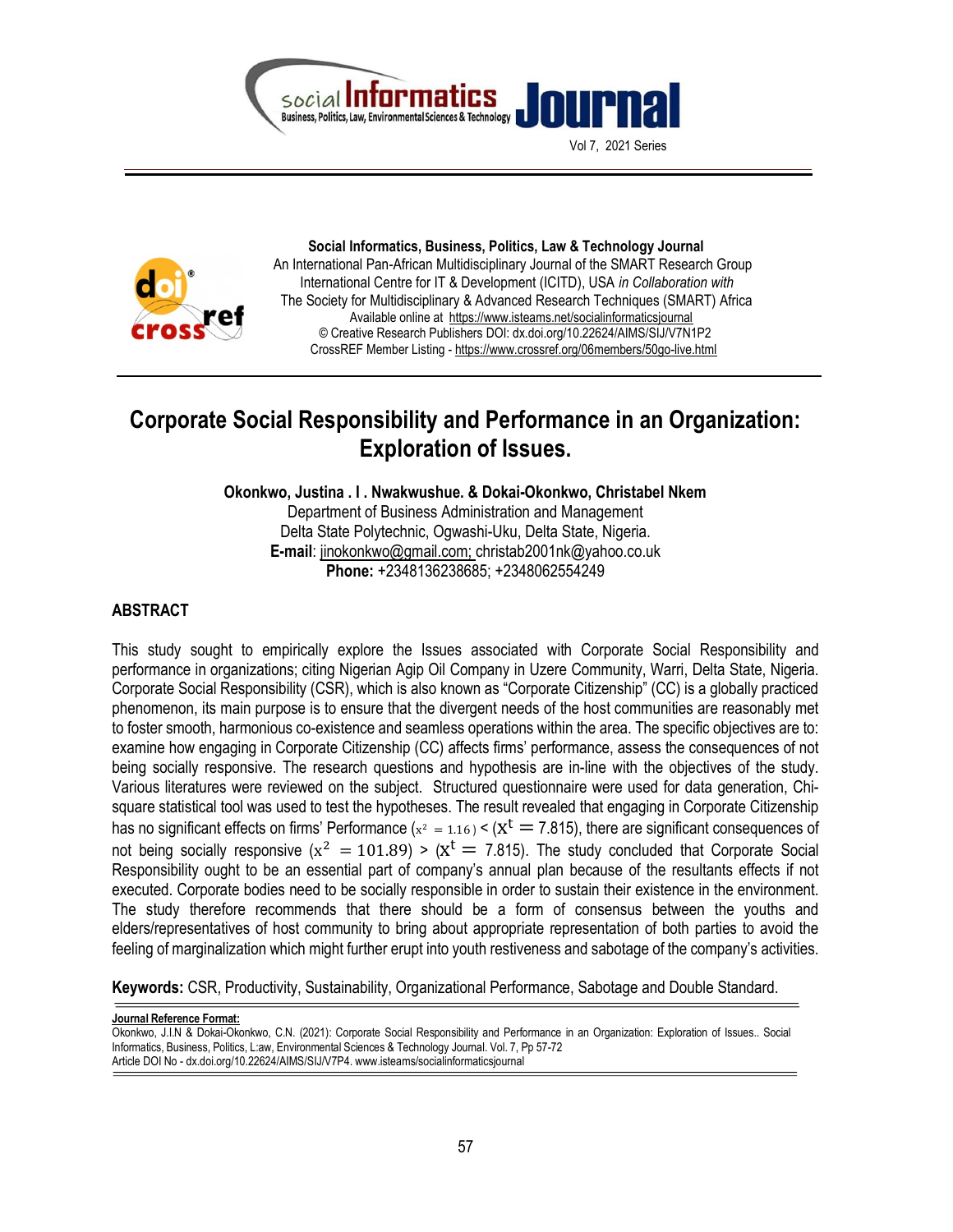Social Informatics, Business, Politics, Law & Technology Journal

**Social Informatics, Business, Politics, Law & Technology Journal**
An International Pan-African Multidisciplinary Journal of the SMART Research Group
International Centre for IT & Development (ICITD), USA *in Collaboration with*
The Society for Multidisciplinary & Advanced Research Techniques (SMART) Africa
Available online at https://www.isteams.net/socialinformaticsjournal
© Creative Research Publishers DOI: dx.doi.org/10.22624/AIMS/SIJ/V7N1P2
CrossREF Member Listing - https://www.crossref.org/06members/50go-live.html

# Corporate Social Responsibility and Performance in an Organization: Exploration of Issues.

**Okonkwo, Justina . I . Nwakwushue. & Dokai-Okonkwo, Christabel Nkem**
Department of Business Administration and Management
Delta State Polytechnic, Ogwashi-Uku, Delta State, Nigeria.
**E-mail**: jinokonkwo@gmail.com; christab2001nk@yahoo.co.uk
**Phone:** +2348136238685; +2348062554249

## ABSTRACT

This study sought to empirically explore the Issues associated with Corporate Social Responsibility and performance in organizations; citing Nigerian Agip Oil Company in Uzere Community, Warri, Delta State, Nigeria. Corporate Social Responsibility (CSR), which is also known as "Corporate Citizenship" (CC) is a globally practiced phenomenon, its main purpose is to ensure that the divergent needs of the host communities are reasonably met to foster smooth, harmonious co-existence and seamless operations within the area. The specific objectives are to: examine how engaging in Corporate Citizenship (CC) affects firms' performance, assess the consequences of not being socially responsive. The research questions and hypothesis are in-line with the objectives of the study. Various literatures were reviewed on the subject. Structured questionnaire were used for data generation, Chi-square statistical tool was used to test the hypotheses. The result revealed that engaging in Corporate Citizenship has no significant effects on firms' Performance ($x^2 = 1.16$) < ($x^t = 7.815$), there are significant consequences of not being socially responsive ($x^2 = 101.89$) > ($x^t = 7.815$). The study concluded that Corporate Social Responsibility ought to be an essential part of company's annual plan because of the resultants effects if not executed. Corporate bodies need to be socially responsible in order to sustain their existence in the environment. The study therefore recommends that there should be a form of consensus between the youths and elders/representatives of host community to bring about appropriate representation of both parties to avoid the feeling of marginalization which might further erupt into youth restiveness and sabotage of the company's activities.

**Keywords:** CSR, Productivity, Sustainability, Organizational Performance, Sabotage and Double Standard.

**Journal Reference Format:**
Okonkwo, J.I.N & Dokai-Okonkwo, C.N. (2021): Corporate Social Responsibility and Performance in an Organization: Exploration of Issues.. Social Informatics, Business, Politics, L:aw, Environmental Sciences & Technology Journal. Vol. 7, Pp 57-72
Article DOI No - dx.doi.org/10.22624/AIMS/SIJ/V7P4. www.isteams/socialinformaticsjournal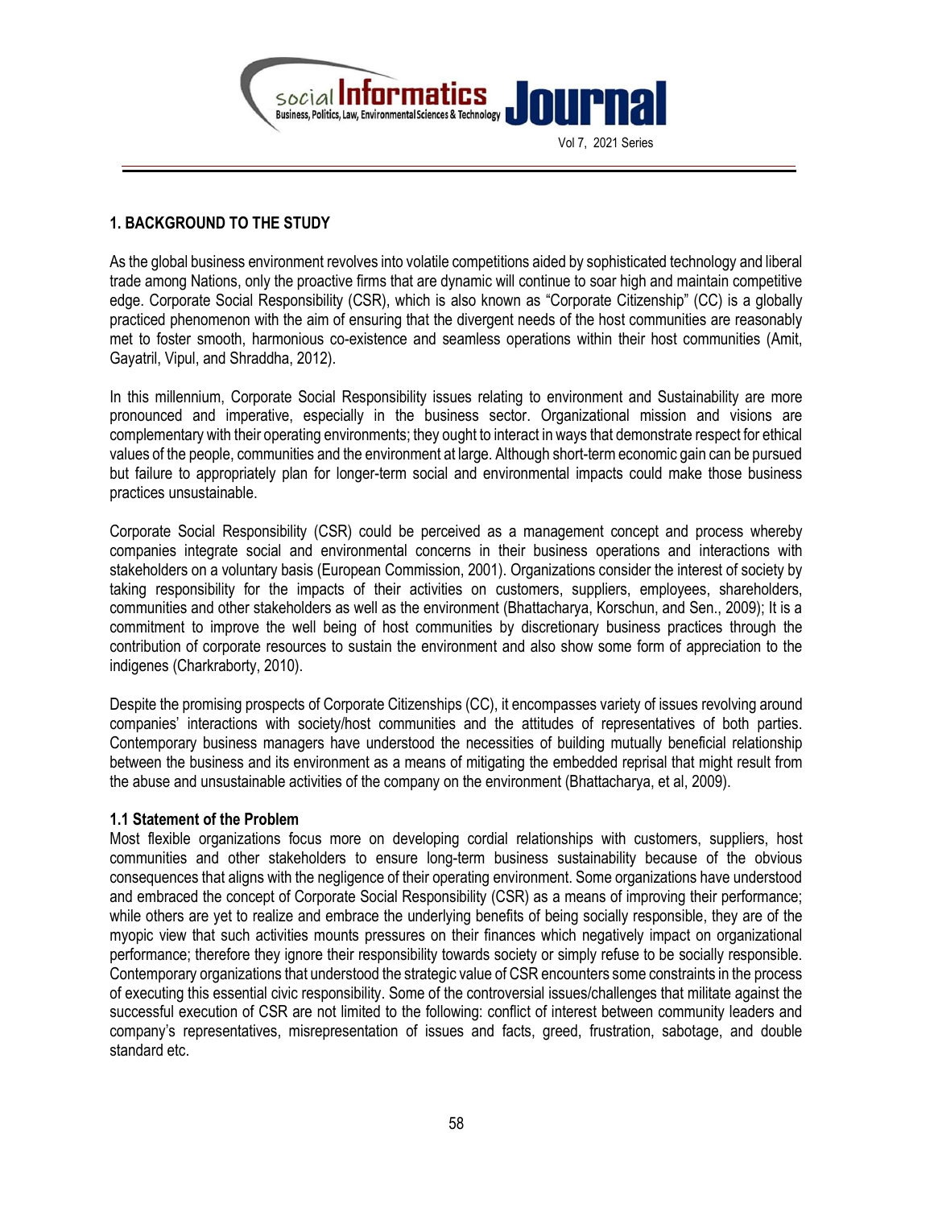## 1. BACKGROUND TO THE STUDY

As the global business environment revolves into volatile competitions aided by sophisticated technology and liberal trade among Nations, only the proactive firms that are dynamic will continue to soar high and maintain competitive edge. Corporate Social Responsibility (CSR), which is also known as "Corporate Citizenship" (CC) is a globally practiced phenomenon with the aim of ensuring that the divergent needs of the host communities are reasonably met to foster smooth, harmonious co-existence and seamless operations within their host communities (Amit, Gayatril, Vipul, and Shraddha, 2012).

In this millennium, Corporate Social Responsibility issues relating to environment and Sustainability are more pronounced and imperative, especially in the business sector. Organizational mission and visions are complementary with their operating environments; they ought to interact in ways that demonstrate respect for ethical values of the people, communities and the environment at large. Although short-term economic gain can be pursued but failure to appropriately plan for longer-term social and environmental impacts could make those business practices unsustainable.

Corporate Social Responsibility (CSR) could be perceived as a management concept and process whereby companies integrate social and environmental concerns in their business operations and interactions with stakeholders on a voluntary basis (European Commission, 2001). Organizations consider the interest of society by taking responsibility for the impacts of their activities on customers, suppliers, employees, shareholders, communities and other stakeholders as well as the environment (Bhattacharya, Korschun, and Sen., 2009); It is a commitment to improve the well being of host communities by discretionary business practices through the contribution of corporate resources to sustain the environment and also show some form of appreciation to the indigenes (Charkraborty, 2010).

Despite the promising prospects of Corporate Citizenships (CC), it encompasses variety of issues revolving around companies' interactions with society/host communities and the attitudes of representatives of both parties. Contemporary business managers have understood the necessities of building mutually beneficial relationship between the business and its environment as a means of mitigating the embedded reprisal that might result from the abuse and unsustainable activities of the company on the environment (Bhattacharya, et al, 2009).

### 1.1 Statement of the Problem

Most flexible organizations focus more on developing cordial relationships with customers, suppliers, host communities and other stakeholders to ensure long-term business sustainability because of the obvious consequences that aligns with the negligence of their operating environment. Some organizations have understood and embraced the concept of Corporate Social Responsibility (CSR) as a means of improving their performance; while others are yet to realize and embrace the underlying benefits of being socially responsible, they are of the myopic view that such activities mounts pressures on their finances which negatively impact on organizational performance; therefore they ignore their responsibility towards society or simply refuse to be socially responsible. Contemporary organizations that understood the strategic value of CSR encounters some constraints in the process of executing this essential civic responsibility. Some of the controversial issues/challenges that militate against the successful execution of CSR are not limited to the following: conflict of interest between community leaders and company's representatives, misrepresentation of issues and facts, greed, frustration, sabotage, and double standard etc.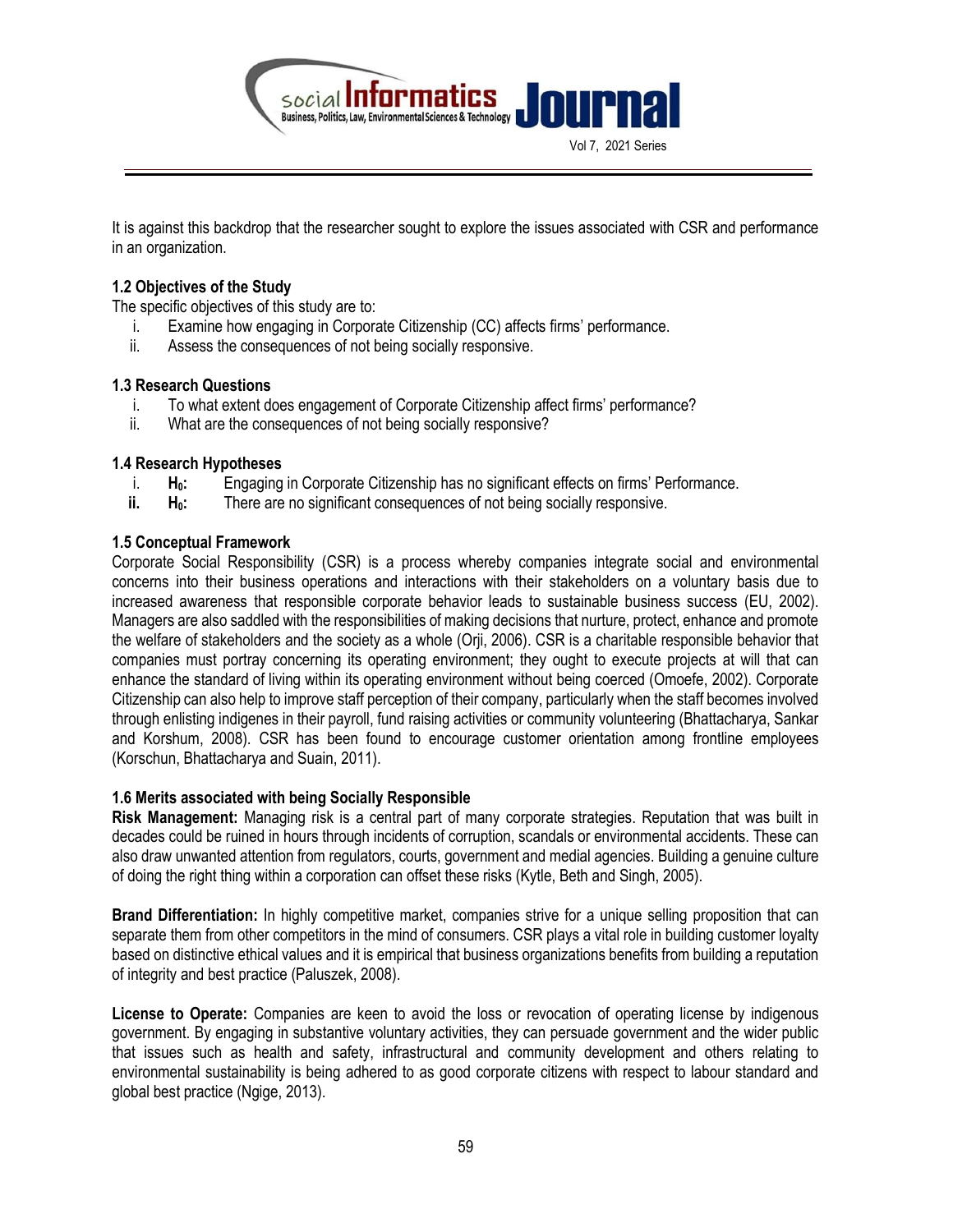It is against this backdrop that the researcher sought to explore the issues associated with CSR and performance in an organization.

### 1.2 Objectives of the Study

The specific objectives of this study are to:

i. Examine how engaging in Corporate Citizenship (CC) affects firms' performance.
ii. Assess the consequences of not being socially responsive.

### 1.3 Research Questions

i. To what extent does engagement of Corporate Citizenship affect firms' performance?
ii. What are the consequences of not being socially responsive?

### 1.4 Research Hypotheses

i. **$H_0$:** Engaging in Corporate Citizenship has no significant effects on firms' Performance.
**ii.** **$H_0$:** There are no significant consequences of not being socially responsive.

### 1.5 Conceptual Framework

Corporate Social Responsibility (CSR) is a process whereby companies integrate social and environmental concerns into their business operations and interactions with their stakeholders on a voluntary basis due to increased awareness that responsible corporate behavior leads to sustainable business success (EU, 2002). Managers are also saddled with the responsibilities of making decisions that nurture, protect, enhance and promote the welfare of stakeholders and the society as a whole (Orji, 2006). CSR is a charitable responsible behavior that companies must portray concerning its operating environment; they ought to execute projects at will that can enhance the standard of living within its operating environment without being coerced (Omoefe, 2002). Corporate Citizenship can also help to improve staff perception of their company, particularly when the staff becomes involved through enlisting indigenes in their payroll, fund raising activities or community volunteering (Bhattacharya, Sankar and Korshum, 2008). CSR has been found to encourage customer orientation among frontline employees (Korschun, Bhattacharya and Suain, 2011).

### 1.6 Merits associated with being Socially Responsible

**Risk Management:** Managing risk is a central part of many corporate strategies. Reputation that was built in decades could be ruined in hours through incidents of corruption, scandals or environmental accidents. These can also draw unwanted attention from regulators, courts, government and medial agencies. Building a genuine culture of doing the right thing within a corporation can offset these risks (Kytle, Beth and Singh, 2005).

**Brand Differentiation:** In highly competitive market, companies strive for a unique selling proposition that can separate them from other competitors in the mind of consumers. CSR plays a vital role in building customer loyalty based on distinctive ethical values and it is empirical that business organizations benefits from building a reputation of integrity and best practice (Paluszek, 2008).

**License to Operate:** Companies are keen to avoid the loss or revocation of operating license by indigenous government. By engaging in substantive voluntary activities, they can persuade government and the wider public that issues such as health and safety, infrastructural and community development and others relating to environmental sustainability is being adhered to as good corporate citizens with respect to labour standard and global best practice (Ngige, 2013).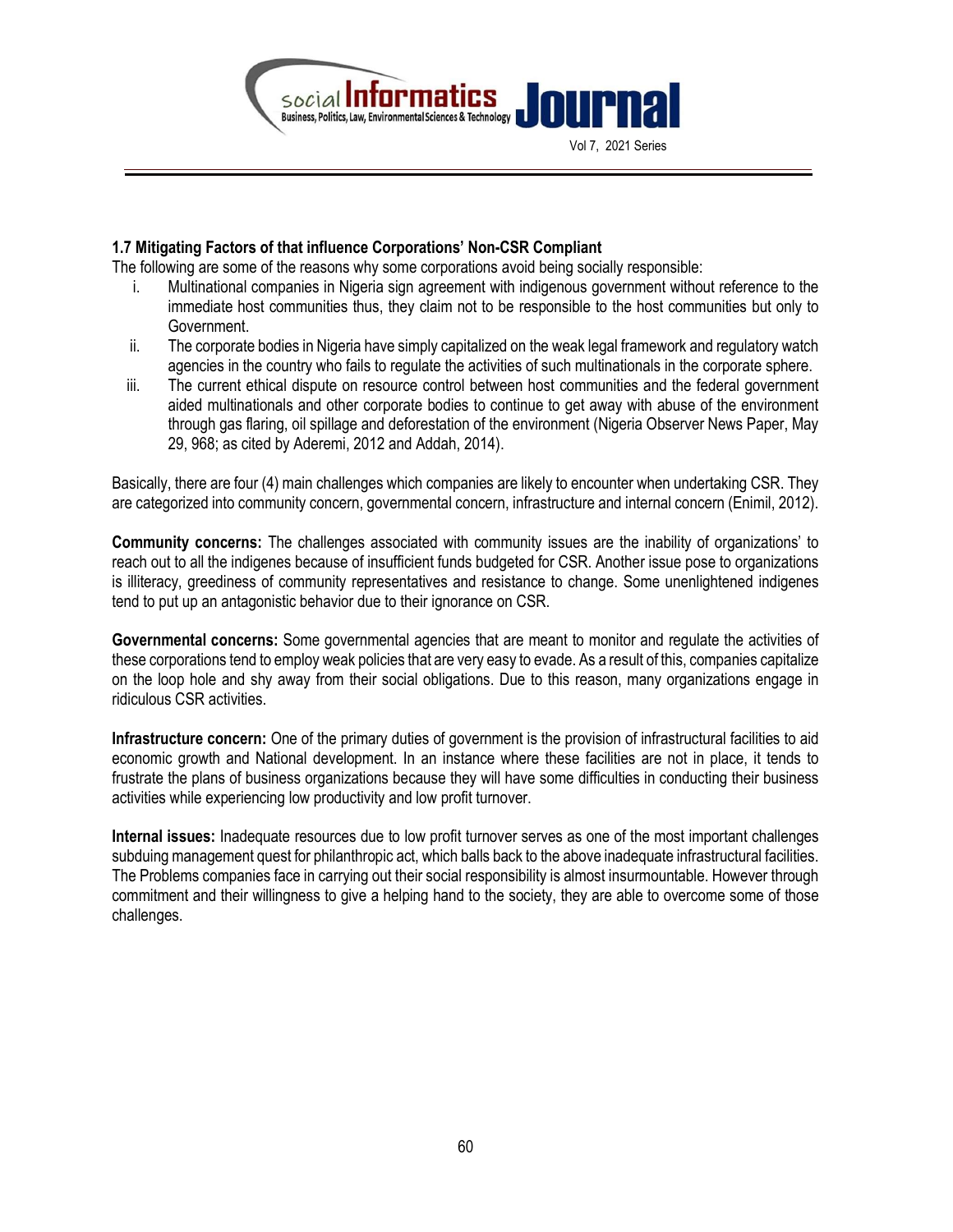### 1.7 Mitigating Factors of that influence Corporations' Non-CSR Compliant

The following are some of the reasons why some corporations avoid being socially responsible:

i. Multinational companies in Nigeria sign agreement with indigenous government without reference to the immediate host communities thus, they claim not to be responsible to the host communities but only to Government.
ii. The corporate bodies in Nigeria have simply capitalized on the weak legal framework and regulatory watch agencies in the country who fails to regulate the activities of such multinationals in the corporate sphere.
iii. The current ethical dispute on resource control between host communities and the federal government aided multinationals and other corporate bodies to continue to get away with abuse of the environment through gas flaring, oil spillage and deforestation of the environment (Nigeria Observer News Paper, May 29, 968; as cited by Aderemi, 2012 and Addah, 2014).

Basically, there are four (4) main challenges which companies are likely to encounter when undertaking CSR. They are categorized into community concern, governmental concern, infrastructure and internal concern (Enimil, 2012).

**Community concerns:** The challenges associated with community issues are the inability of organizations' to reach out to all the indigenes because of insufficient funds budgeted for CSR. Another issue pose to organizations is illiteracy, greediness of community representatives and resistance to change. Some unenlightened indigenes tend to put up an antagonistic behavior due to their ignorance on CSR.

**Governmental concerns:** Some governmental agencies that are meant to monitor and regulate the activities of these corporations tend to employ weak policies that are very easy to evade. As a result of this, companies capitalize on the loop hole and shy away from their social obligations. Due to this reason, many organizations engage in ridiculous CSR activities.

**Infrastructure concern:** One of the primary duties of government is the provision of infrastructural facilities to aid economic growth and National development. In an instance where these facilities are not in place, it tends to frustrate the plans of business organizations because they will have some difficulties in conducting their business activities while experiencing low productivity and low profit turnover.

**Internal issues:** Inadequate resources due to low profit turnover serves as one of the most important challenges subduing management quest for philanthropic act, which balls back to the above inadequate infrastructural facilities. The Problems companies face in carrying out their social responsibility is almost insurmountable. However through commitment and their willingness to give a helping hand to the society, they are able to overcome some of those challenges.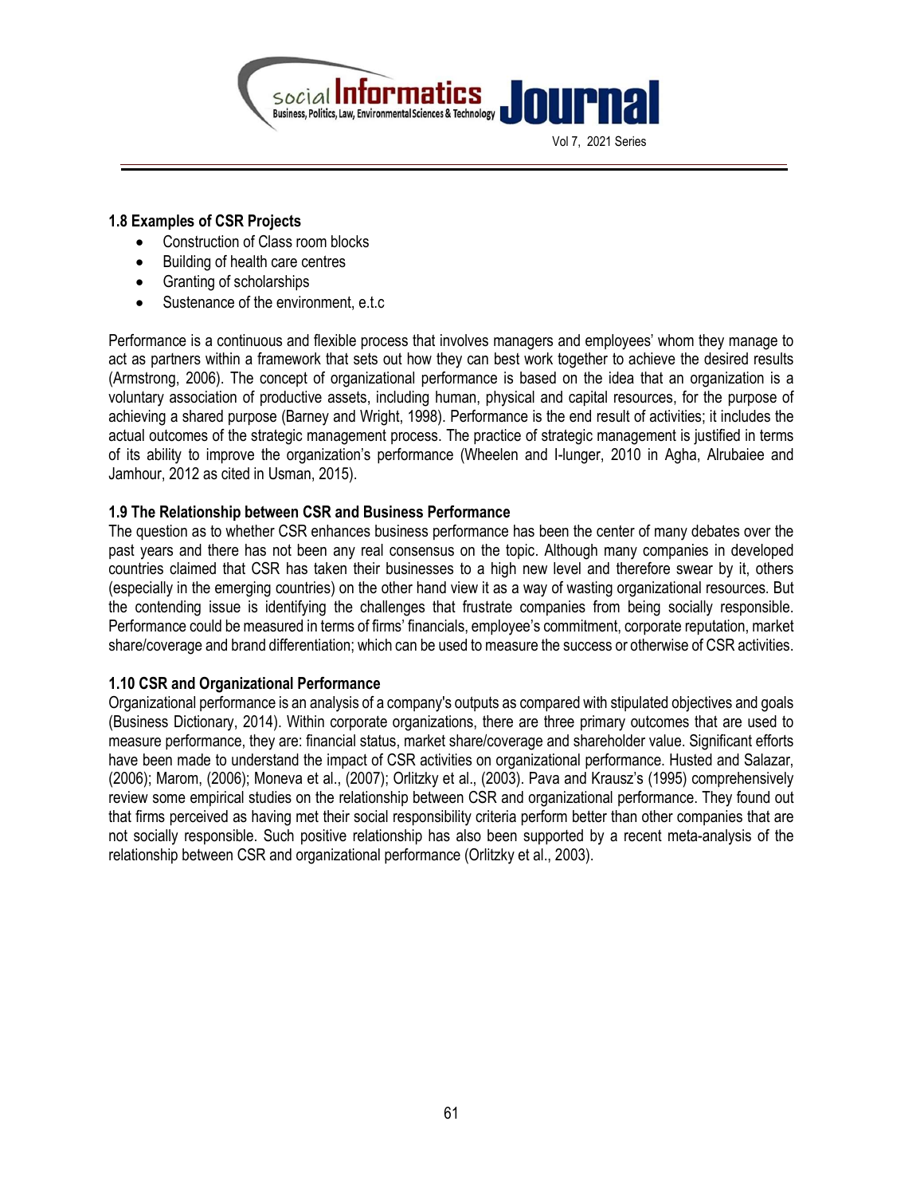**1.8 Examples of CSR Projects**

- Construction of Class room blocks
- Building of health care centres
- Granting of scholarships
- Sustenance of the environment, e.t.c

Performance is a continuous and flexible process that involves managers and employees' whom they manage to act as partners within a framework that sets out how they can best work together to achieve the desired results (Armstrong, 2006). The concept of organizational performance is based on the idea that an organization is a voluntary association of productive assets, including human, physical and capital resources, for the purpose of achieving a shared purpose (Barney and Wright, 1998). Performance is the end result of activities; it includes the actual outcomes of the strategic management process. The practice of strategic management is justified in terms of its ability to improve the organization's performance (Wheelen and I-lunger, 2010 in Agha, Alrubaiee and Jamhour, 2012 as cited in Usman, 2015).

**1.9 The Relationship between CSR and Business Performance**

The question as to whether CSR enhances business performance has been the center of many debates over the past years and there has not been any real consensus on the topic. Although many companies in developed countries claimed that CSR has taken their businesses to a high new level and therefore swear by it, others (especially in the emerging countries) on the other hand view it as a way of wasting organizational resources. But the contending issue is identifying the challenges that frustrate companies from being socially responsible. Performance could be measured in terms of firms' financials, employee's commitment, corporate reputation, market share/coverage and brand differentiation; which can be used to measure the success or otherwise of CSR activities.

**1.10 CSR and Organizational Performance**

Organizational performance is an analysis of a company's outputs as compared with stipulated objectives and goals (Business Dictionary, 2014). Within corporate organizations, there are three primary outcomes that are used to measure performance, they are: financial status, market share/coverage and shareholder value. Significant efforts have been made to understand the impact of CSR activities on organizational performance. Husted and Salazar, (2006); Marom, (2006); Moneva et al., (2007); Orlitzky et al., (2003). Pava and Krausz's (1995) comprehensively review some empirical studies on the relationship between CSR and organizational performance. They found out that firms perceived as having met their social responsibility criteria perform better than other companies that are not socially responsible. Such positive relationship has also been supported by a recent meta-analysis of the relationship between CSR and organizational performance (Orlitzky et al., 2003).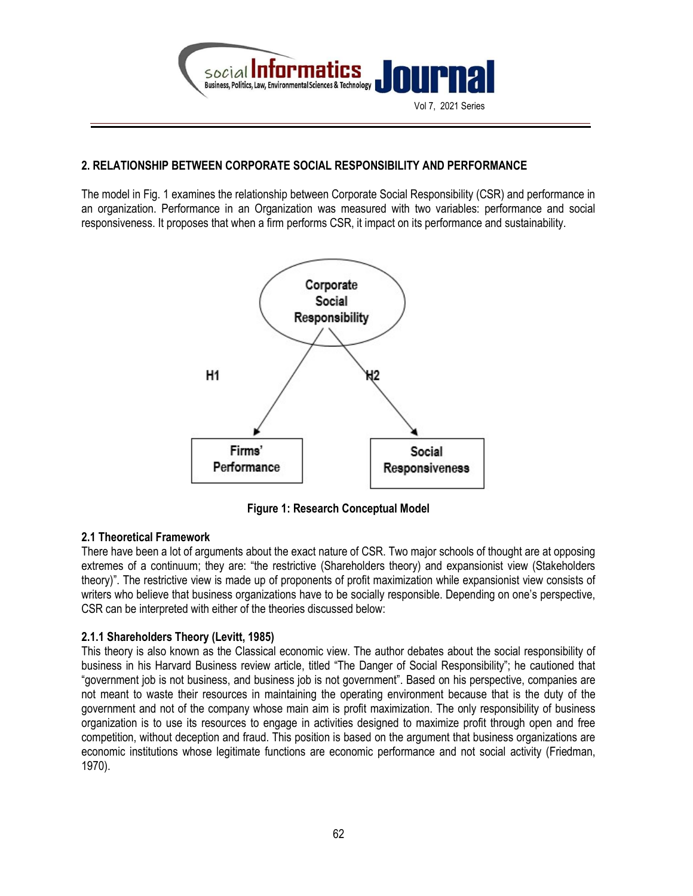## 2. RELATIONSHIP BETWEEN CORPORATE SOCIAL RESPONSIBILITY AND PERFORMANCE

The model in Fig. 1 examines the relationship between Corporate Social Responsibility (CSR) and performance in an organization. Performance in an Organization was measured with two variables: performance and social responsiveness. It proposes that when a firm performs CSR, it impact on its performance and sustainability.

Corporate Social Responsibility

H1

H2

Firms' Performance

Social Responsiveness

**Figure 1: Research Conceptual Model**

### 2.1 Theoretical Framework

There have been a lot of arguments about the exact nature of CSR. Two major schools of thought are at opposing extremes of a continuum; they are: "the restrictive (Shareholders theory) and expansionist view (Stakeholders theory)". The restrictive view is made up of proponents of profit maximization while expansionist view consists of writers who believe that business organizations have to be socially responsible. Depending on one's perspective, CSR can be interpreted with either of the theories discussed below:

#### 2.1.1 Shareholders Theory (Levitt, 1985)

This theory is also known as the Classical economic view. The author debates about the social responsibility of business in his Harvard Business review article, titled "The Danger of Social Responsibility"; he cautioned that "government job is not business, and business job is not government". Based on his perspective, companies are not meant to waste their resources in maintaining the operating environment because that is the duty of the government and not of the company whose main aim is profit maximization. The only responsibility of business organization is to use its resources to engage in activities designed to maximize profit through open and free competition, without deception and fraud. This position is based on the argument that business organizations are economic institutions whose legitimate functions are economic performance and not social activity (Friedman, 1970).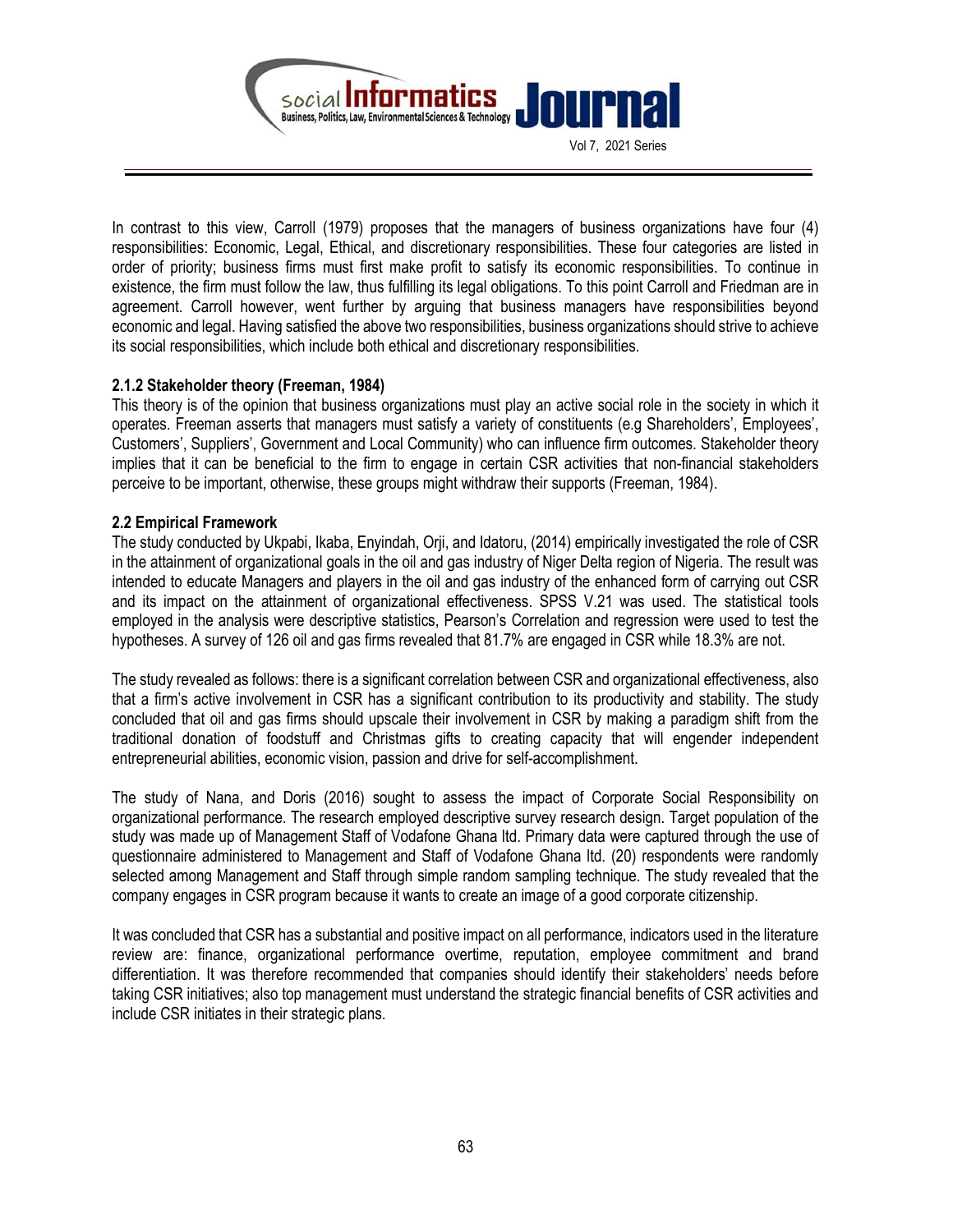In contrast to this view, Carroll (1979) proposes that the managers of business organizations have four (4) responsibilities: Economic, Legal, Ethical, and discretionary responsibilities. These four categories are listed in order of priority; business firms must first make profit to satisfy its economic responsibilities. To continue in existence, the firm must follow the law, thus fulfilling its legal obligations. To this point Carroll and Friedman are in agreement. Carroll however, went further by arguing that business managers have responsibilities beyond economic and legal. Having satisfied the above two responsibilities, business organizations should strive to achieve its social responsibilities, which include both ethical and discretionary responsibilities.

**2.1.2 Stakeholder theory (Freeman, 1984)**

This theory is of the opinion that business organizations must play an active social role in the society in which it operates. Freeman asserts that managers must satisfy a variety of constituents (e.g Shareholders', Employees', Customers', Suppliers', Government and Local Community) who can influence firm outcomes. Stakeholder theory implies that it can be beneficial to the firm to engage in certain CSR activities that non-financial stakeholders perceive to be important, otherwise, these groups might withdraw their supports (Freeman, 1984).

**2.2 Empirical Framework**

The study conducted by Ukpabi, Ikaba, Enyindah, Orji, and Idatoru, (2014) empirically investigated the role of CSR in the attainment of organizational goals in the oil and gas industry of Niger Delta region of Nigeria. The result was intended to educate Managers and players in the oil and gas industry of the enhanced form of carrying out CSR and its impact on the attainment of organizational effectiveness. SPSS V.21 was used. The statistical tools employed in the analysis were descriptive statistics, Pearson's Correlation and regression were used to test the hypotheses. A survey of 126 oil and gas firms revealed that 81.7% are engaged in CSR while 18.3% are not.

The study revealed as follows: there is a significant correlation between CSR and organizational effectiveness, also that a firm's active involvement in CSR has a significant contribution to its productivity and stability. The study concluded that oil and gas firms should upscale their involvement in CSR by making a paradigm shift from the traditional donation of foodstuff and Christmas gifts to creating capacity that will engender independent entrepreneurial abilities, economic vision, passion and drive for self-accomplishment.

The study of Nana, and Doris (2016) sought to assess the impact of Corporate Social Responsibility on organizational performance. The research employed descriptive survey research design. Target population of the study was made up of Management Staff of Vodafone Ghana ltd. Primary data were captured through the use of questionnaire administered to Management and Staff of Vodafone Ghana ltd. (20) respondents were randomly selected among Management and Staff through simple random sampling technique. The study revealed that the company engages in CSR program because it wants to create an image of a good corporate citizenship.

It was concluded that CSR has a substantial and positive impact on all performance, indicators used in the literature review are: finance, organizational performance overtime, reputation, employee commitment and brand differentiation. It was therefore recommended that companies should identify their stakeholders' needs before taking CSR initiatives; also top management must understand the strategic financial benefits of CSR activities and include CSR initiates in their strategic plans.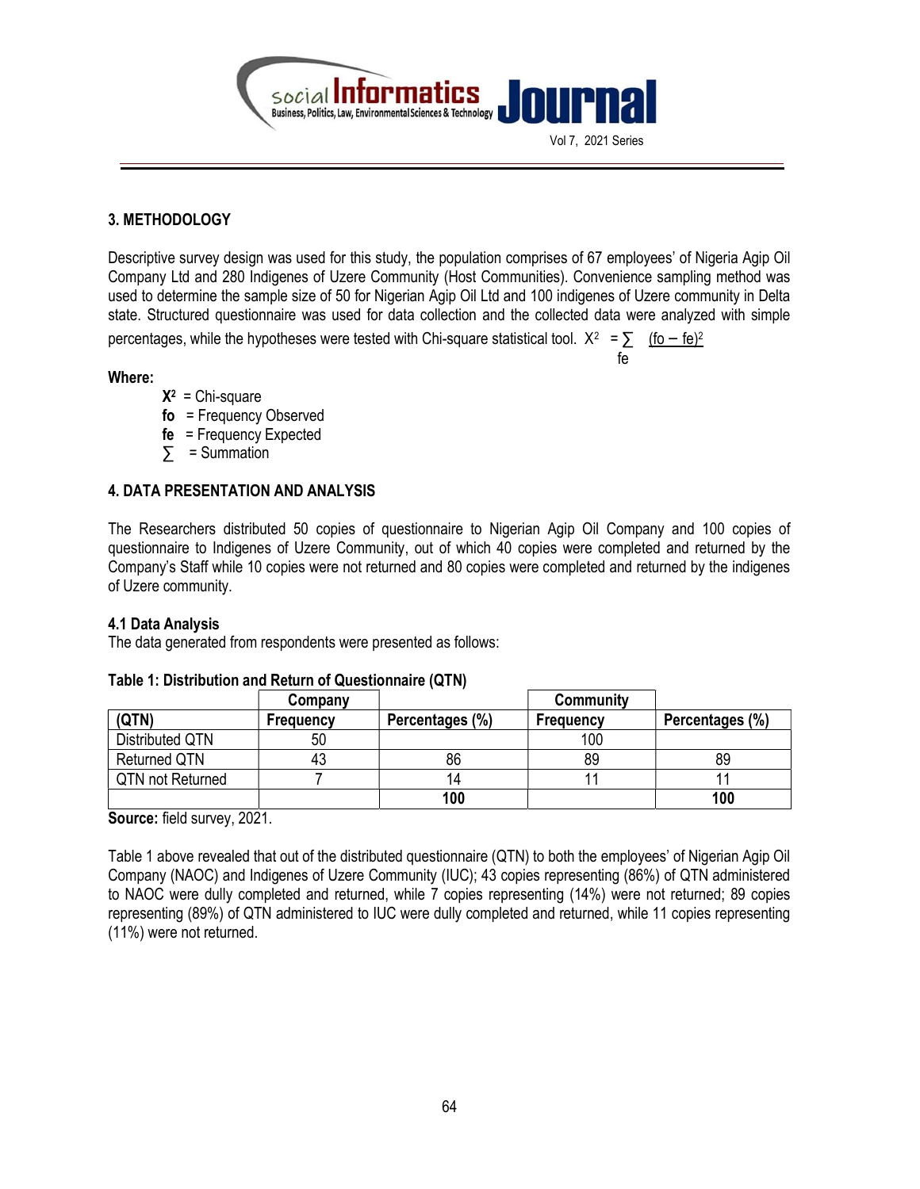## 3. METHODOLOGY

Descriptive survey design was used for this study, the population comprises of 67 employees' of Nigeria Agip Oil Company Ltd and 280 Indigenes of Uzere Community (Host Communities). Convenience sampling method was used to determine the sample size of 50 for Nigerian Agip Oil Ltd and 100 indigenes of Uzere community in Delta state. Structured questionnaire was used for data collection and the collected data were analyzed with simple percentages, while the hypotheses were tested with Chi-square statistical tool. $X^2 = \sum \frac{(fo - fe)^2}{fe}$

**Where:**

- $X^2$ = Chi-square
- **fo** = Frequency Observed
- **fe** = Frequency Expected
- $\sum$ = Summation

## 4. DATA PRESENTATION AND ANALYSIS

The Researchers distributed 50 copies of questionnaire to Nigerian Agip Oil Company and 100 copies of questionnaire to Indigenes of Uzere Community, out of which 40 copies were completed and returned by the Company's Staff while 10 copies were not returned and 80 copies were completed and returned by the indigenes of Uzere community.

### 4.1 Data Analysis

The data generated from respondents were presented as follows:

**Table 1: Distribution and Return of Questionnaire (QTN)**

| | Company | | Community | |
|---|---|---|---|---|
| **(QTN)** | **Frequency** | **Percentages (%)** | **Frequency** | **Percentages (%)** |
| Distributed QTN | 50 | | 100 | |
| Returned QTN | 43 | 86 | 89 | 89 |
| QTN not Returned | 7 | 14 | 11 | 11 |
| | | **100** | | **100** |

**Source:** field survey, 2021.

Table 1 above revealed that out of the distributed questionnaire (QTN) to both the employees' of Nigerian Agip Oil Company (NAOC) and Indigenes of Uzere Community (IUC); 43 copies representing (86%) of QTN administered to NAOC were dully completed and returned, while 7 copies representing (14%) were not returned; 89 copies representing (89%) of QTN administered to IUC were dully completed and returned, while 11 copies representing (11%) were not returned.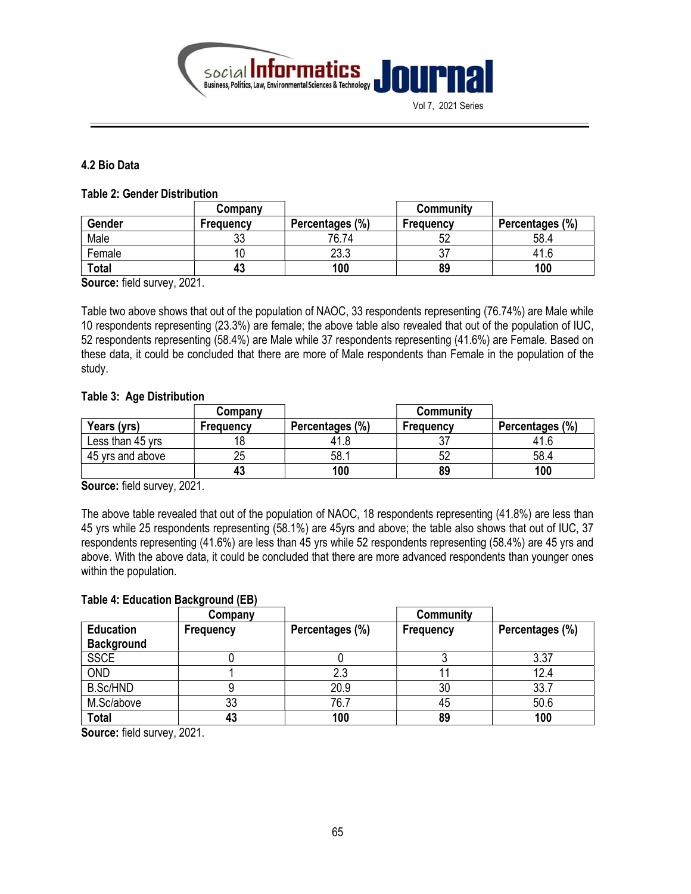### 4.2 Bio Data

**Table 2: Gender Distribution**

| | Company | | Community | |
|---|---|---|---|---|
| **Gender** | **Frequency** | **Percentages (%)** | **Frequency** | **Percentages (%)** |
| Male | 33 | 76.74 | 52 | 58.4 |
| Female | 10 | 23.3 | 37 | 41.6 |
| **Total** | **43** | **100** | **89** | **100** |

**Source:** field survey, 2021.

Table two above shows that out of the population of NAOC, 33 respondents representing (76.74%) are Male while 10 respondents representing (23.3%) are female; the above table also revealed that out of the population of IUC, 52 respondents representing (58.4%) are Male while 37 respondents representing (41.6%) are Female. Based on these data, it could be concluded that there are more of Male respondents than Female in the population of the study.

**Table 3: Age Distribution**

| | Company | | Community | |
|---|---|---|---|---|
| **Years (yrs)** | **Frequency** | **Percentages (%)** | **Frequency** | **Percentages (%)** |
| Less than 45 yrs | 18 | 41.8 | 37 | 41.6 |
| 45 yrs and above | 25 | 58.1 | 52 | 58.4 |
| | **43** | **100** | **89** | **100** |

**Source:** field survey, 2021.

The above table revealed that out of the population of NAOC, 18 respondents representing (41.8%) are less than 45 yrs while 25 respondents representing (58.1%) are 45yrs and above; the table also shows that out of IUC, 37 respondents representing (41.6%) are less than 45 yrs while 52 respondents representing (58.4%) are 45 yrs and above. With the above data, it could be concluded that there are more advanced respondents than younger ones within the population.

**Table 4: Education Background (EB)**

| | Company | | Community | |
|---|---|---|---|---|
| **Education Background** | **Frequency** | **Percentages (%)** | **Frequency** | **Percentages (%)** |
| SSCE | 0 | 0 | 3 | 3.37 |
| OND | 1 | 2.3 | 11 | 12.4 |
| B.Sc/HND | 9 | 20.9 | 30 | 33.7 |
| M.Sc/above | 33 | 76.7 | 45 | 50.6 |
| **Total** | **43** | **100** | **89** | **100** |

**Source:** field survey, 2021.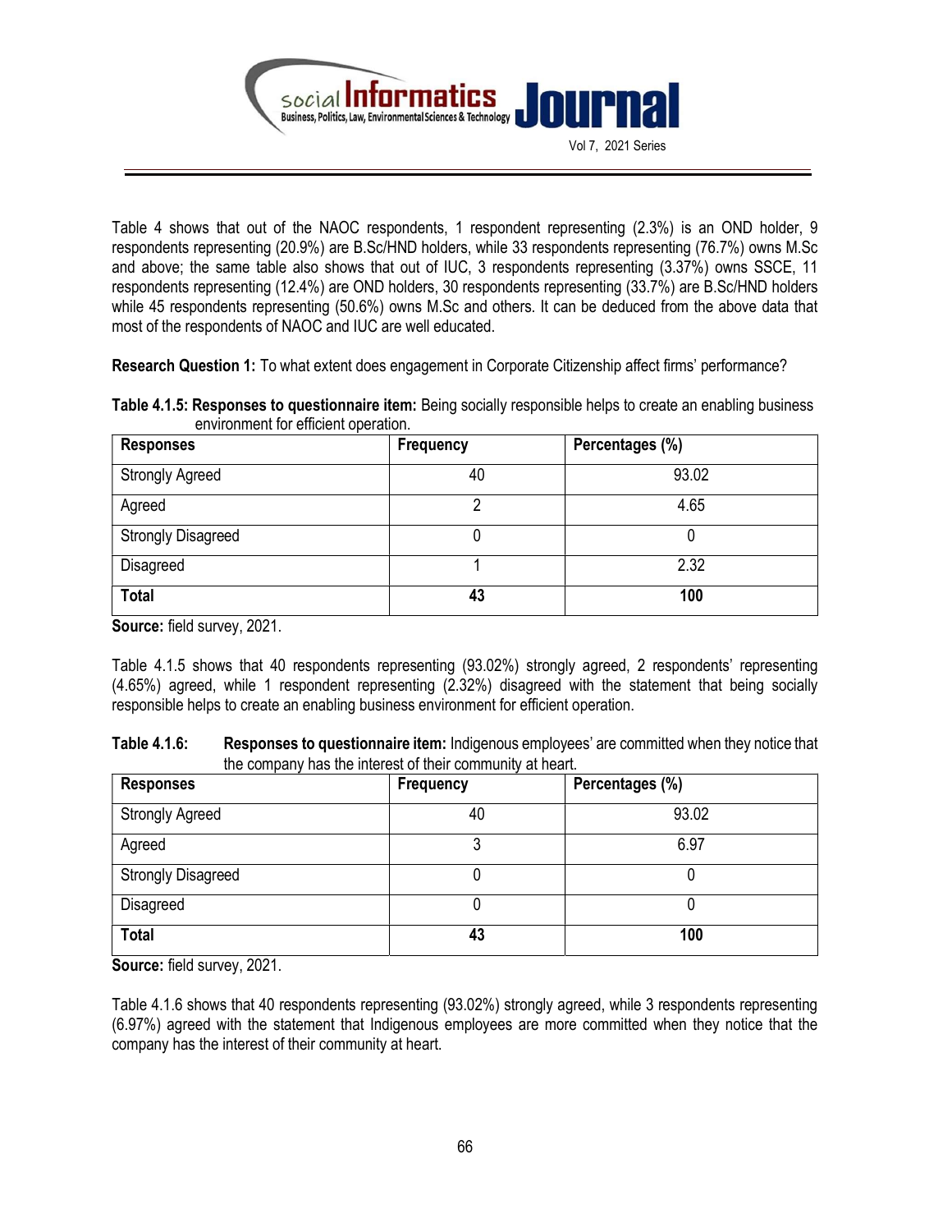Table 4 shows that out of the NAOC respondents, 1 respondent representing (2.3%) is an OND holder, 9 respondents representing (20.9%) are B.Sc/HND holders, while 33 respondents representing (76.7%) owns M.Sc and above; the same table also shows that out of IUC, 3 respondents representing (3.37%) owns SSCE, 11 respondents representing (12.4%) are OND holders, 30 respondents representing (33.7%) are B.Sc/HND holders while 45 respondents representing (50.6%) owns M.Sc and others. It can be deduced from the above data that most of the respondents of NAOC and IUC are well educated.

**Research Question 1:** To what extent does engagement in Corporate Citizenship affect firms' performance?

**Table 4.1.5: Responses to questionnaire item:** Being socially responsible helps to create an enabling business environment for efficient operation.

| Responses | Frequency | Percentages (%) |
|---|---|---|
| Strongly Agreed | 40 | 93.02 |
| Agreed | 2 | 4.65 |
| Strongly Disagreed | 0 | 0 |
| Disagreed | 1 | 2.32 |
| **Total** | **43** | **100** |

**Source:** field survey, 2021.

Table 4.1.5 shows that 40 respondents representing (93.02%) strongly agreed, 2 respondents' representing (4.65%) agreed, while 1 respondent representing (2.32%) disagreed with the statement that being socially responsible helps to create an enabling business environment for efficient operation.

**Table 4.1.6: Responses to questionnaire item:** Indigenous employees' are committed when they notice that the company has the interest of their community at heart.

| Responses | Frequency | Percentages (%) |
|---|---|---|
| Strongly Agreed | 40 | 93.02 |
| Agreed | 3 | 6.97 |
| Strongly Disagreed | 0 | 0 |
| Disagreed | 0 | 0 |
| **Total** | **43** | **100** |

**Source:** field survey, 2021.

Table 4.1.6 shows that 40 respondents representing (93.02%) strongly agreed, while 3 respondents representing (6.97%) agreed with the statement that Indigenous employees are more committed when they notice that the company has the interest of their community at heart.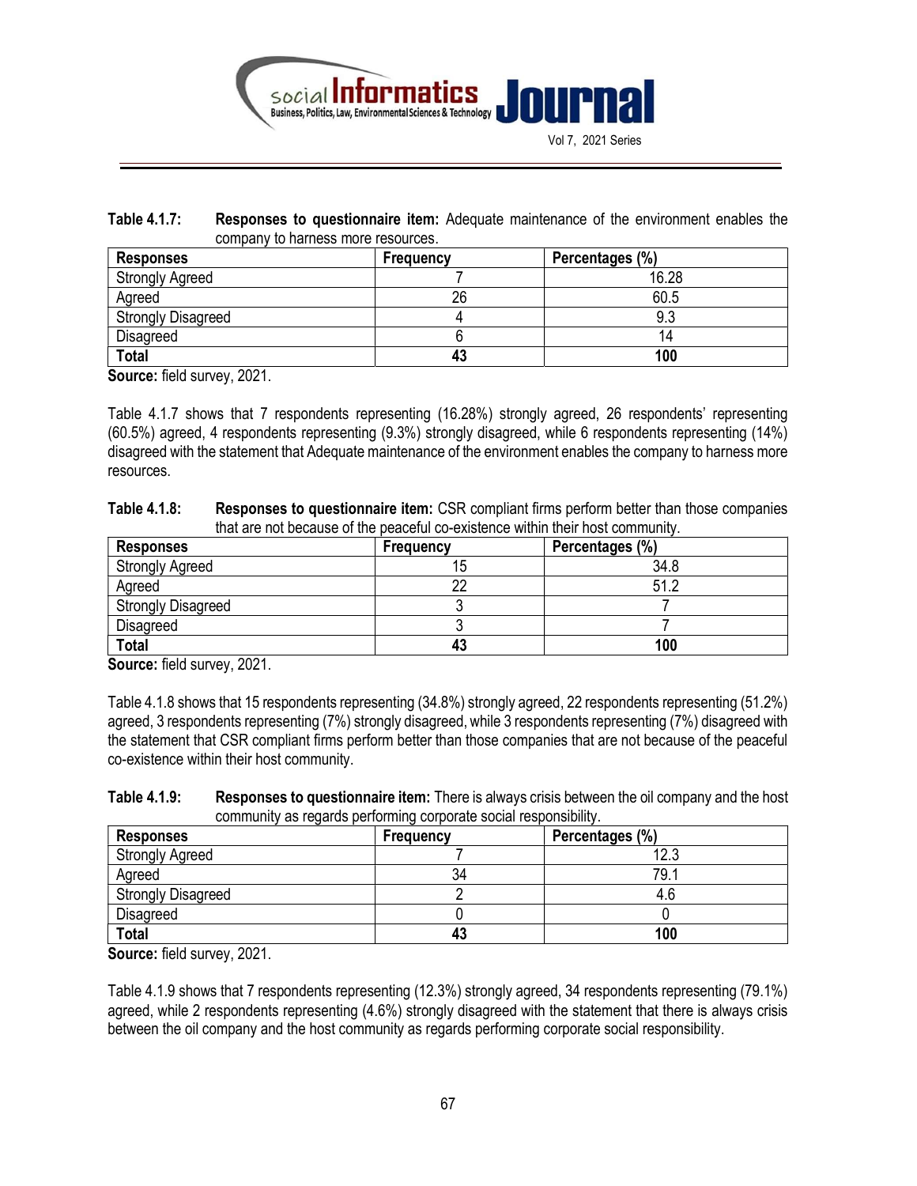**Table 4.1.7: Responses to questionnaire item:** Adequate maintenance of the environment enables the company to harness more resources.

| Responses | Frequency | Percentages (%) |
|---|---|---|
| Strongly Agreed | 7 | 16.28 |
| Agreed | 26 | 60.5 |
| Strongly Disagreed | 4 | 9.3 |
| Disagreed | 6 | 14 |
| **Total** | **43** | **100** |

**Source:** field survey, 2021.

Table 4.1.7 shows that 7 respondents representing (16.28%) strongly agreed, 26 respondents' representing (60.5%) agreed, 4 respondents representing (9.3%) strongly disagreed, while 6 respondents representing (14%) disagreed with the statement that Adequate maintenance of the environment enables the company to harness more resources.

**Table 4.1.8: Responses to questionnaire item:** CSR compliant firms perform better than those companies that are not because of the peaceful co-existence within their host community.

| Responses | Frequency | Percentages (%) |
|---|---|---|
| Strongly Agreed | 15 | 34.8 |
| Agreed | 22 | 51.2 |
| Strongly Disagreed | 3 | 7 |
| Disagreed | 3 | 7 |
| **Total** | **43** | **100** |

**Source:** field survey, 2021.

Table 4.1.8 shows that 15 respondents representing (34.8%) strongly agreed, 22 respondents representing (51.2%) agreed, 3 respondents representing (7%) strongly disagreed, while 3 respondents representing (7%) disagreed with the statement that CSR compliant firms perform better than those companies that are not because of the peaceful co-existence within their host community.

**Table 4.1.9: Responses to questionnaire item:** There is always crisis between the oil company and the host community as regards performing corporate social responsibility.

| Responses | Frequency | Percentages (%) |
|---|---|---|
| Strongly Agreed | 7 | 12.3 |
| Agreed | 34 | 79.1 |
| Strongly Disagreed | 2 | 4.6 |
| Disagreed | 0 | 0 |
| **Total** | **43** | **100** |

**Source:** field survey, 2021.

Table 4.1.9 shows that 7 respondents representing (12.3%) strongly agreed, 34 respondents representing (79.1%) agreed, while 2 respondents representing (4.6%) strongly disagreed with the statement that there is always crisis between the oil company and the host community as regards performing corporate social responsibility.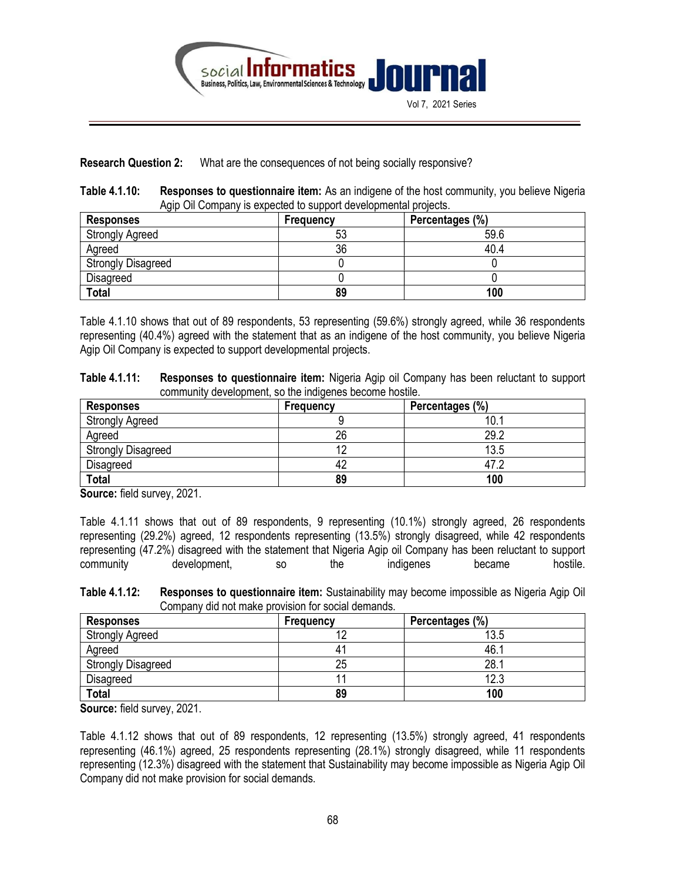**Research Question 2:** What are the consequences of not being socially responsive?

**Table 4.1.10: Responses to questionnaire item:** As an indigene of the host community, you believe Nigeria Agip Oil Company is expected to support developmental projects.

| Responses | Frequency | Percentages (%) |
|---|---|---|
| Strongly Agreed | 53 | 59.6 |
| Agreed | 36 | 40.4 |
| Strongly Disagreed | 0 | 0 |
| Disagreed | 0 | 0 |
| **Total** | **89** | **100** |

Table 4.1.10 shows that out of 89 respondents, 53 representing (59.6%) strongly agreed, while 36 respondents representing (40.4%) agreed with the statement that as an indigene of the host community, you believe Nigeria Agip Oil Company is expected to support developmental projects.

**Table 4.1.11: Responses to questionnaire item:** Nigeria Agip oil Company has been reluctant to support community development, so the indigenes become hostile.

| Responses | Frequency | Percentages (%) |
|---|---|---|
| Strongly Agreed | 9 | 10.1 |
| Agreed | 26 | 29.2 |
| Strongly Disagreed | 12 | 13.5 |
| Disagreed | 42 | 47.2 |
| **Total** | **89** | **100** |

**Source:** field survey, 2021.

Table 4.1.11 shows that out of 89 respondents, 9 representing (10.1%) strongly agreed, 26 respondents representing (29.2%) agreed, 12 respondents representing (13.5%) strongly disagreed, while 42 respondents representing (47.2%) disagreed with the statement that Nigeria Agip oil Company has been reluctant to support community development, so the indigenes became hostile.

**Table 4.1.12: Responses to questionnaire item:** Sustainability may become impossible as Nigeria Agip Oil Company did not make provision for social demands.

| Responses | Frequency | Percentages (%) |
|---|---|---|
| Strongly Agreed | 12 | 13.5 |
| Agreed | 41 | 46.1 |
| Strongly Disagreed | 25 | 28.1 |
| Disagreed | 11 | 12.3 |
| **Total** | **89** | **100** |

**Source:** field survey, 2021.

Table 4.1.12 shows that out of 89 respondents, 12 representing (13.5%) strongly agreed, 41 respondents representing (46.1%) agreed, 25 respondents representing (28.1%) strongly disagreed, while 11 respondents representing (12.3%) disagreed with the statement that Sustainability may become impossible as Nigeria Agip Oil Company did not make provision for social demands.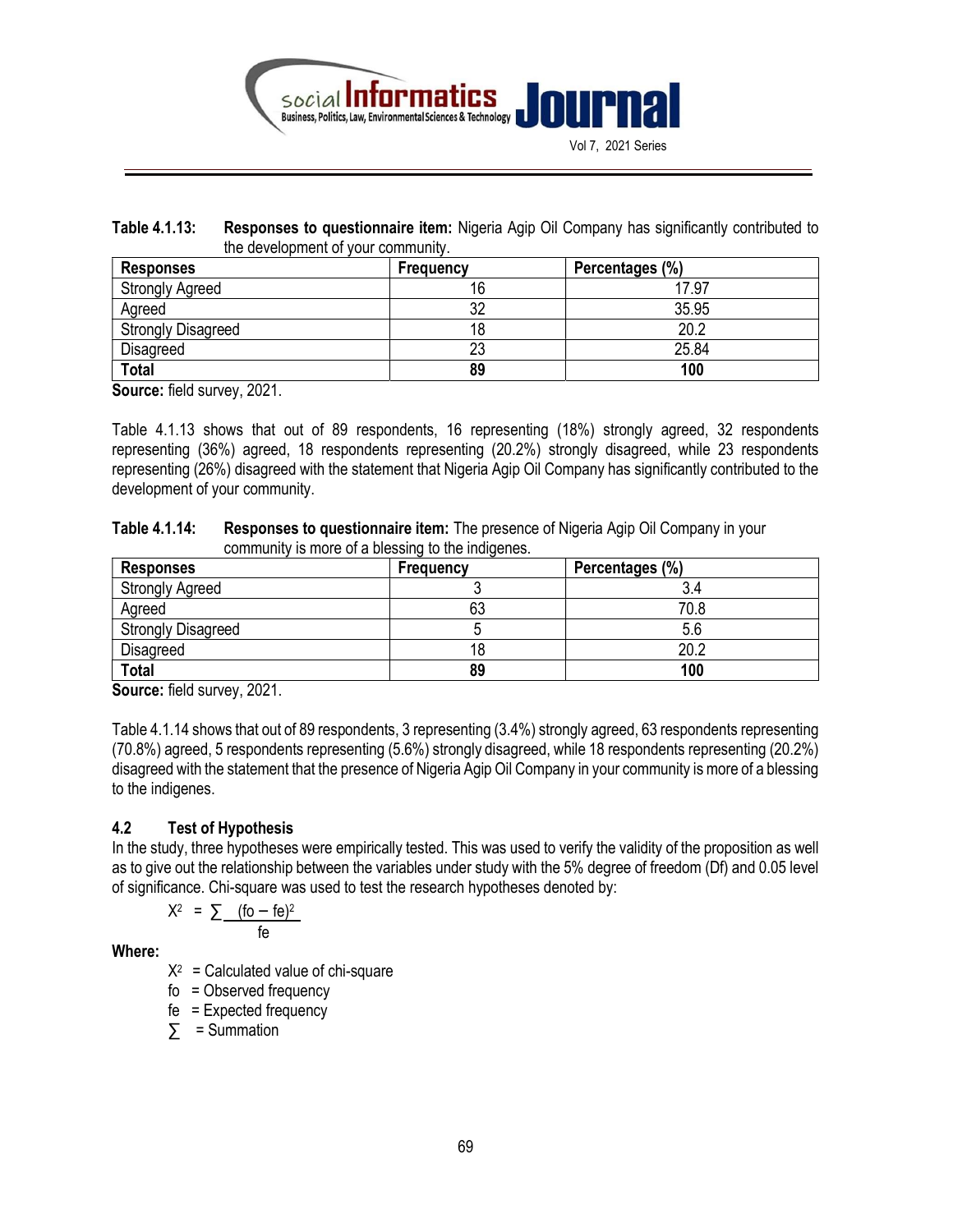**Table 4.1.13: Responses to questionnaire item:** Nigeria Agip Oil Company has significantly contributed to the development of your community.

| Responses | Frequency | Percentages (%) |
|---|---|---|
| Strongly Agreed | 16 | 17.97 |
| Agreed | 32 | 35.95 |
| Strongly Disagreed | 18 | 20.2 |
| Disagreed | 23 | 25.84 |
| **Total** | **89** | **100** |

**Source:** field survey, 2021.

Table 4.1.13 shows that out of 89 respondents, 16 representing (18%) strongly agreed, 32 respondents representing (36%) agreed, 18 respondents representing (20.2%) strongly disagreed, while 23 respondents representing (26%) disagreed with the statement that Nigeria Agip Oil Company has significantly contributed to the development of your community.

**Table 4.1.14: Responses to questionnaire item:** The presence of Nigeria Agip Oil Company in your community is more of a blessing to the indigenes.

| Responses | Frequency | Percentages (%) |
|---|---|---|
| Strongly Agreed | 3 | 3.4 |
| Agreed | 63 | 70.8 |
| Strongly Disagreed | 5 | 5.6 |
| Disagreed | 18 | 20.2 |
| **Total** | **89** | **100** |

**Source:** field survey, 2021.

Table 4.1.14 shows that out of 89 respondents, 3 representing (3.4%) strongly agreed, 63 respondents representing (70.8%) agreed, 5 respondents representing (5.6%) strongly disagreed, while 18 respondents representing (20.2%) disagreed with the statement that the presence of Nigeria Agip Oil Company in your community is more of a blessing to the indigenes.

### 4.2 Test of Hypothesis

In the study, three hypotheses were empirically tested. This was used to verify the validity of the proposition as well as to give out the relationship between the variables under study with the 5% degree of freedom (Df) and 0.05 level of significance. Chi-square was used to test the research hypotheses denoted by:

$$X^2 = \sum \frac{(fo - fe)^2}{fe}$$

**Where:**

$X^2$ = Calculated value of chi-square
fo = Observed frequency
fe = Expected frequency
$\sum$ = Summation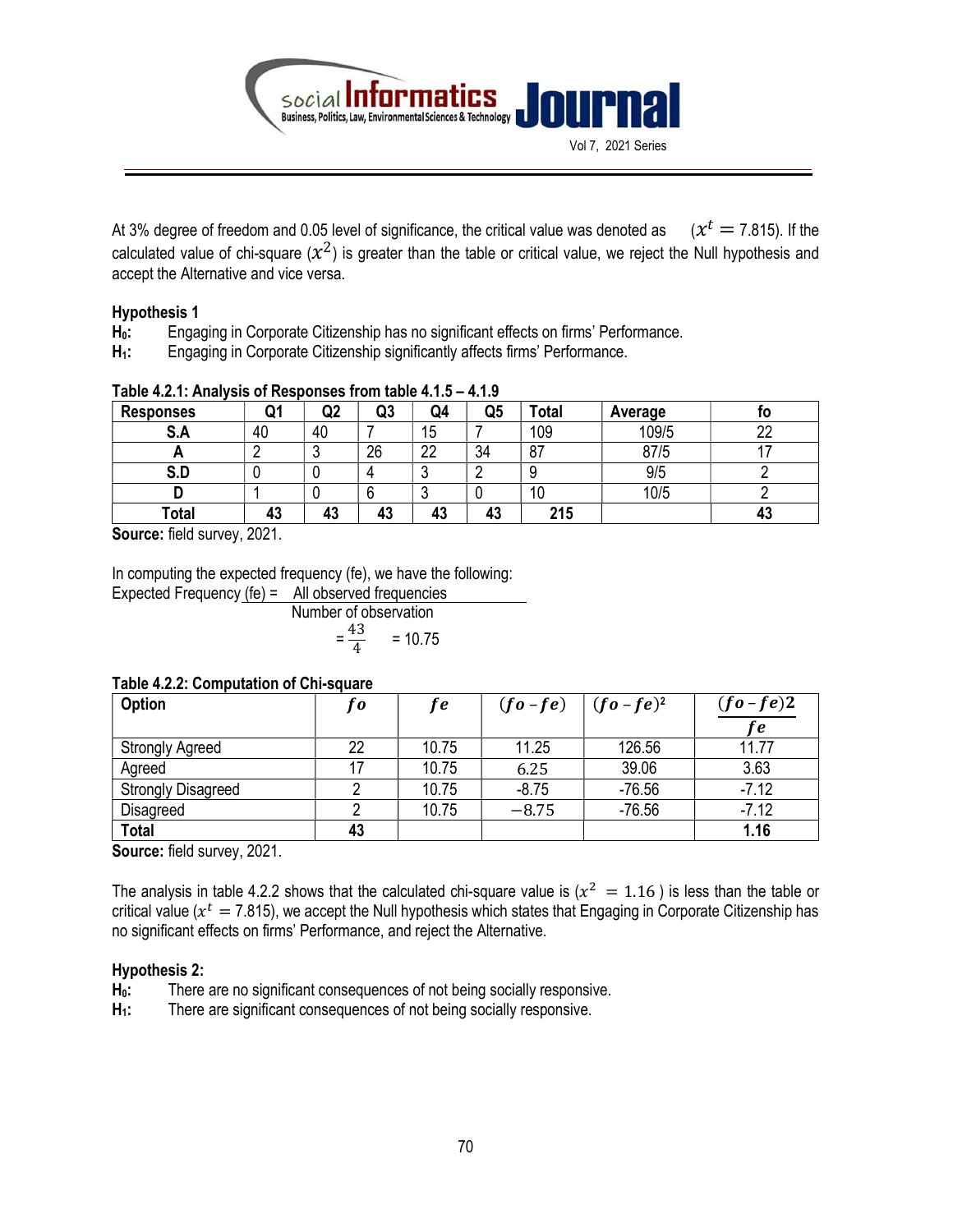At 3% degree of freedom and 0.05 level of significance, the critical value was denoted as $(x^t = 7.815)$. If the calculated value of chi-square $(x^2)$ is greater than the table or critical value, we reject the Null hypothesis and accept the Alternative and vice versa.

**Hypothesis 1**

**$H_0$:** Engaging in Corporate Citizenship has no significant effects on firms' Performance.

**$H_1$:** Engaging in Corporate Citizenship significantly affects firms' Performance.

**Table 4.2.1: Analysis of Responses from table 4.1.5 – 4.1.9**

| Responses | Q1 | Q2 | Q3 | Q4 | Q5 | Total | Average | fo |
|---|---|---|---|---|---|---|---|---|
| **S.A** | 40 | 40 | 7 | 15 | 7 | 109 | 109/5 | 22 |
| **A** | 2 | 3 | 26 | 22 | 34 | 87 | 87/5 | 17 |
| **S.D** | 0 | 0 | 4 | 3 | 2 | 9 | 9/5 | 2 |
| **D** | 1 | 0 | 6 | 3 | 0 | 10 | 10/5 | 2 |
| **Total** | **43** | **43** | **43** | **43** | **43** | **215** | | **43** |

**Source:** field survey, 2021.

In computing the expected frequency (fe), we have the following:

$$\text{Expected Frequency (fe)} = \frac{\text{All observed frequencies}}{\text{Number of observation}} = \frac{43}{4} = 10.75$$

**Table 4.2.2: Computation of Chi-square**

| Option | $fo$ | $fe$ | $(fo - fe)$ | $(fo - fe)^2$ | $\frac{(fo - fe)2}{fe}$ |
|---|---|---|---|---|---|
| Strongly Agreed | 22 | 10.75 | 11.25 | 126.56 | 11.77 |
| Agreed | 17 | 10.75 | 6.25 | 39.06 | 3.63 |
| Strongly Disagreed | 2 | 10.75 | -8.75 | -76.56 | -7.12 |
| Disagreed | 2 | 10.75 | $-8.75$ | -76.56 | -7.12 |
| **Total** | **43** | | | | **1.16** |

**Source:** field survey, 2021.

The analysis in table 4.2.2 shows that the calculated chi-square value is $(x^2 = 1.16)$ is less than the table or critical value $(x^t = 7.815)$, we accept the Null hypothesis which states that Engaging in Corporate Citizenship has no significant effects on firms' Performance, and reject the Alternative.

**Hypothesis 2:**

**$H_0$:** There are no significant consequences of not being socially responsive.

**$H_1$:** There are significant consequences of not being socially responsive.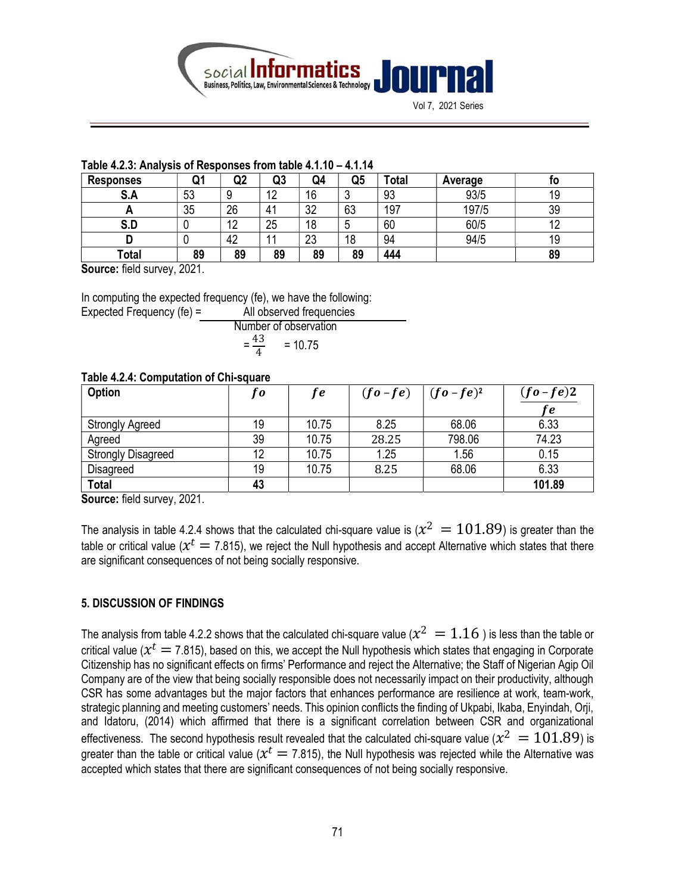**Table 4.2.3: Analysis of Responses from table 4.1.10 – 4.1.14**

| Responses | Q1 | Q2 | Q3 | Q4 | Q5 | Total | Average | fo |
|---|---|---|---|---|---|---|---|---|
| S.A | 53 | 9 | 12 | 16 | 3 | 93 | 93/5 | 19 |
| A | 35 | 26 | 41 | 32 | 63 | 197 | 197/5 | 39 |
| S.D | 0 | 12 | 25 | 18 | 5 | 60 | 60/5 | 12 |
| D | 0 | 42 | 11 | 23 | 18 | 94 | 94/5 | 19 |
| **Total** | **89** | **89** | **89** | **89** | **89** | **444** | | **89** |

**Source:** field survey, 2021.

In computing the expected frequency (fe), we have the following:

$$\text{Expected Frequency (fe)} = \frac{\text{All observed frequencies}}{\text{Number of observation}}$$

$$= \frac{43}{4} = 10.75$$

**Table 4.2.4: Computation of Chi-square**

| Option | $fo$ | $fe$ | $(fo - fe)$ | $(fo - fe)^2$ | $\frac{(fo-fe)2}{fe}$ |
|---|---|---|---|---|---|
| Strongly Agreed | 19 | 10.75 | 8.25 | 68.06 | 6.33 |
| Agreed | 39 | 10.75 | 28.25 | 798.06 | 74.23 |
| Strongly Disagreed | 12 | 10.75 | 1.25 | 1.56 | 0.15 |
| Disagreed | 19 | 10.75 | 8.25 | 68.06 | 6.33 |
| **Total** | **43** | | | | **101.89** |

**Source:** field survey, 2021.

The analysis in table 4.2.4 shows that the calculated chi-square value is ($x^2 = 101.89$) is greater than the table or critical value ($x^t = 7.815$), we reject the Null hypothesis and accept Alternative which states that there are significant consequences of not being socially responsive.

## 5. DISCUSSION OF FINDINGS

The analysis from table 4.2.2 shows that the calculated chi-square value ($x^2 = 1.16$ ) is less than the table or critical value ($x^t = 7.815$), based on this, we accept the Null hypothesis which states that engaging in Corporate Citizenship has no significant effects on firms' Performance and reject the Alternative; the Staff of Nigerian Agip Oil Company are of the view that being socially responsible does not necessarily impact on their productivity, although CSR has some advantages but the major factors that enhances performance are resilience at work, team-work, strategic planning and meeting customers' needs. This opinion conflicts the finding of Ukpabi, Ikaba, Enyindah, Orji, and Idatoru, (2014) which affirmed that there is a significant correlation between CSR and organizational effectiveness. The second hypothesis result revealed that the calculated chi-square value ($x^2 = 101.89$) is greater than the table or critical value ($x^t = 7.815$), the Null hypothesis was rejected while the Alternative was accepted which states that there are significant consequences of not being socially responsive.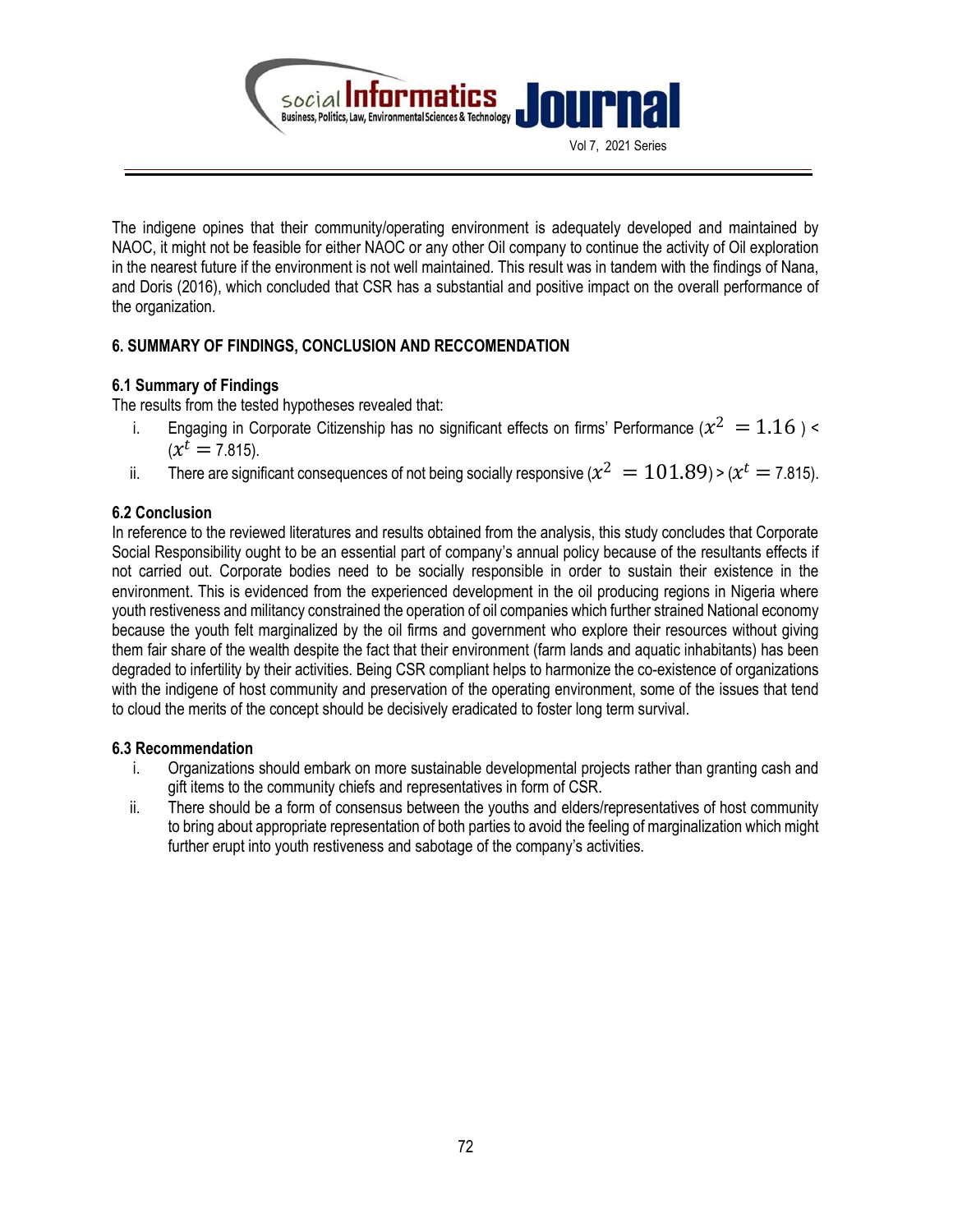The indigene opines that their community/operating environment is adequately developed and maintained by NAOC, it might not be feasible for either NAOC or any other Oil company to continue the activity of Oil exploration in the nearest future if the environment is not well maintained. This result was in tandem with the findings of Nana, and Doris (2016), which concluded that CSR has a substantial and positive impact on the overall performance of the organization.

## 6. SUMMARY OF FINDINGS, CONCLUSION AND RECCOMENDATION

### 6.1 Summary of Findings

The results from the tested hypotheses revealed that:

i. Engaging in Corporate Citizenship has no significant effects on firms' Performance ($x^2 = 1.16$) < ($x^t = 7.815$).

ii. There are significant consequences of not being socially responsive ($x^2 = 101.89$) > ($x^t = 7.815$).

### 6.2 Conclusion

In reference to the reviewed literatures and results obtained from the analysis, this study concludes that Corporate Social Responsibility ought to be an essential part of company's annual policy because of the resultants effects if not carried out. Corporate bodies need to be socially responsible in order to sustain their existence in the environment. This is evidenced from the experienced development in the oil producing regions in Nigeria where youth restiveness and militancy constrained the operation of oil companies which further strained National economy because the youth felt marginalized by the oil firms and government who explore their resources without giving them fair share of the wealth despite the fact that their environment (farm lands and aquatic inhabitants) has been degraded to infertility by their activities. Being CSR compliant helps to harmonize the co-existence of organizations with the indigene of host community and preservation of the operating environment, some of the issues that tend to cloud the merits of the concept should be decisively eradicated to foster long term survival.

### 6.3 Recommendation

i. Organizations should embark on more sustainable developmental projects rather than granting cash and gift items to the community chiefs and representatives in form of CSR.

ii. There should be a form of consensus between the youths and elders/representatives of host community to bring about appropriate representation of both parties to avoid the feeling of marginalization which might further erupt into youth restiveness and sabotage of the company's activities.